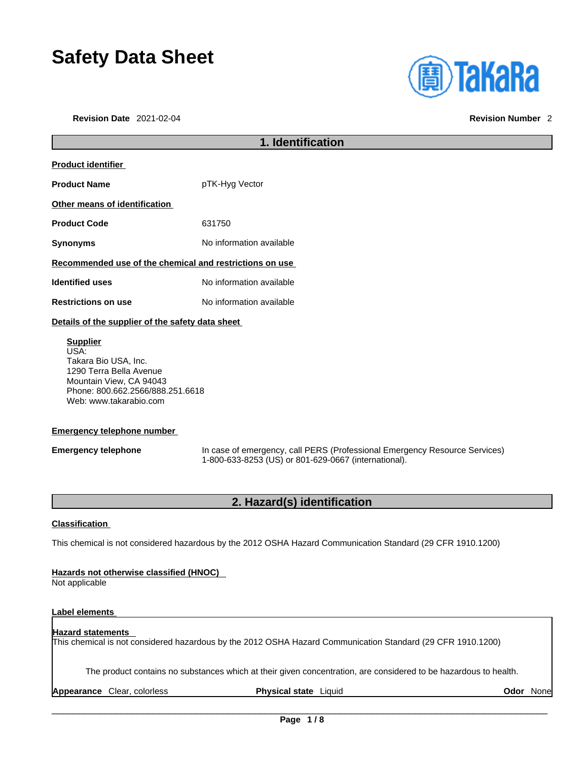# Safety Data Sheet

**Revision Date** 2021-02-04 **Revision Number** 2

## 1. Identification

**Product identifier**

**Product Name** pTK-Hyg Vector

**Other means of identification**

**Product Code** 631750

**Synonyms** No information available

**Recommended use of the chemical and restrictions on use**

**Identified uses** No information available

**Restrictions on use** No information available

**Details of the supplier of the safety data sheet**

**Supplier**
USA:
Takara Bio USA, Inc.
1290 Terra Bella Avenue
Mountain View, CA 94043
Phone: 800.662.2566/888.251.6618
Web: www.takarabio.com

**Emergency telephone number**

**Emergency telephone** In case of emergency, call PERS (Professional Emergency Resource Services) 1-800-633-8253 (US) or 801-629-0667 (international).

## 2. Hazard(s) identification

**Classification**

This chemical is not considered hazardous by the 2012 OSHA Hazard Communication Standard (29 CFR 1910.1200)

**Hazards not otherwise classified (HNOC)**
Not applicable

**Label elements**

**Hazard statements**
This chemical is not considered hazardous by the 2012 OSHA Hazard Communication Standard (29 CFR 1910.1200)

The product contains no substances which at their given concentration, are considered to be hazardous to health.

**Appearance** Clear, colorless **Physical state** Liquid **Odor** None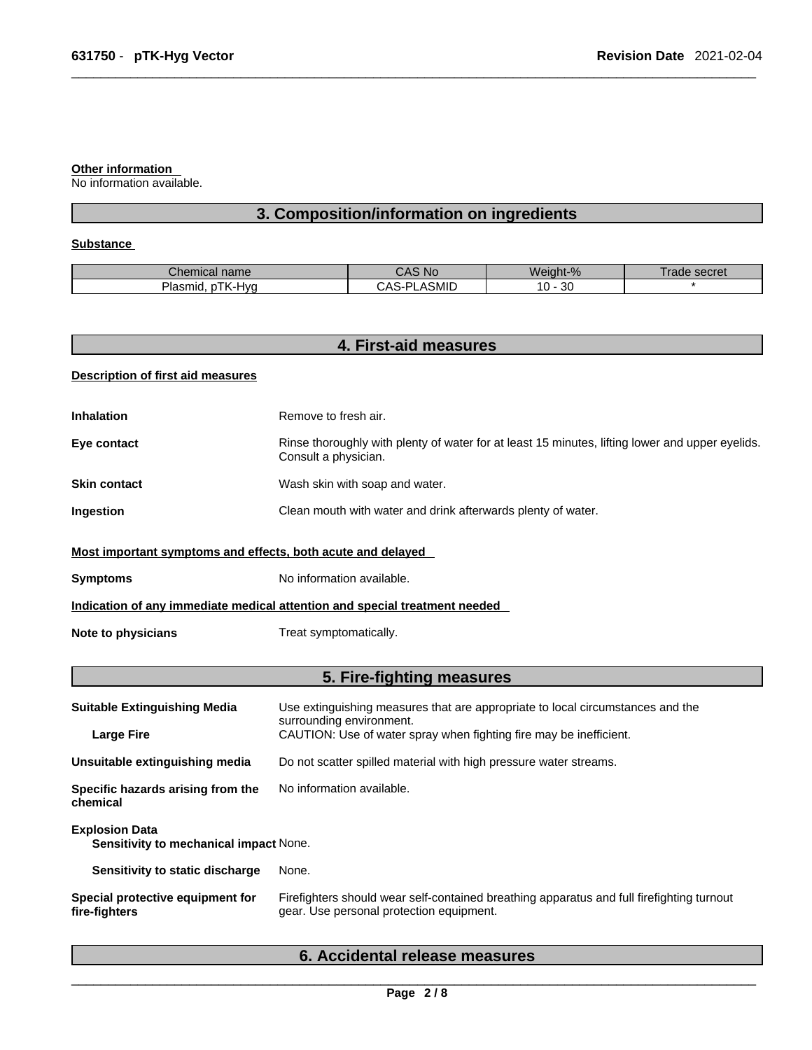**Other information**
No information available.

## 3. Composition/information on ingredients

**Substance**

| Chemical name | CAS No | Weight-% | Trade secret |
|---|---|---|---|
| Plasmid, pTK-Hyg | CAS-PLASMID | 10 - 30 | * |

## 4. First-aid measures

**Description of first aid measures**

**Inhalation** Remove to fresh air.

**Eye contact** Rinse thoroughly with plenty of water for at least 15 minutes, lifting lower and upper eyelids. Consult a physician.

**Skin contact** Wash skin with soap and water.

**Ingestion** Clean mouth with water and drink afterwards plenty of water.

**Most important symptoms and effects, both acute and delayed**

**Symptoms** No information available.

**Indication of any immediate medical attention and special treatment needed**

**Note to physicians** Treat symptomatically.

## 5. Fire-fighting measures

**Suitable Extinguishing Media** Use extinguishing measures that are appropriate to local circumstances and the surrounding environment.

**Large Fire** CAUTION: Use of water spray when fighting fire may be inefficient.

**Unsuitable extinguishing media** Do not scatter spilled material with high pressure water streams.

**Specific hazards arising from the chemical** No information available.

**Explosion Data**
**Sensitivity to mechanical impact** None.

**Sensitivity to static discharge** None.

**Special protective equipment for fire-fighters** Firefighters should wear self-contained breathing apparatus and full firefighting turnout gear. Use personal protection equipment.

## 6. Accidental release measures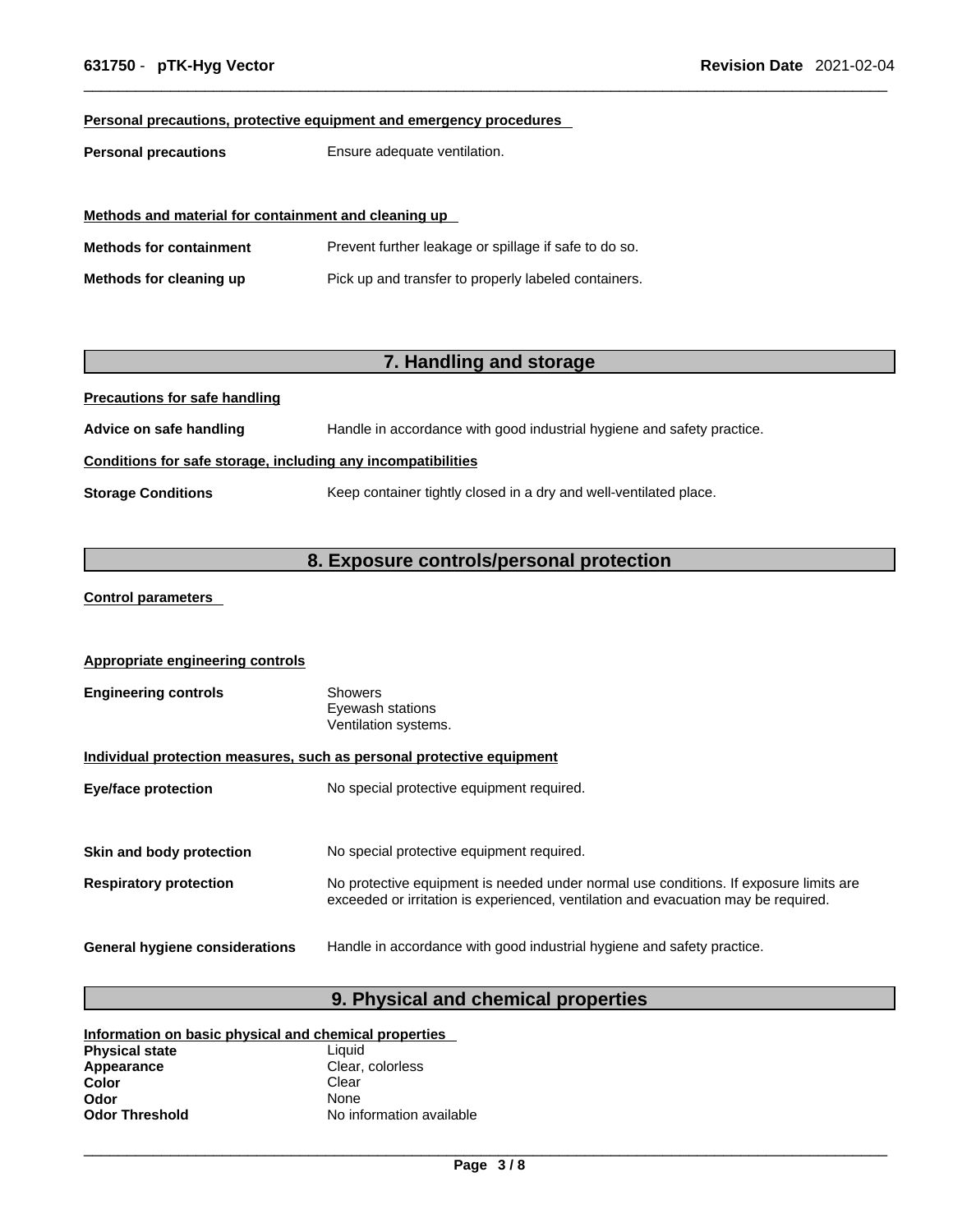**Personal precautions, protective equipment and emergency procedures**

**Personal precautions** Ensure adequate ventilation.

**Methods and material for containment and cleaning up**

**Methods for containment** Prevent further leakage or spillage if safe to do so.

**Methods for cleaning up** Pick up and transfer to properly labeled containers.

## 7. Handling and storage

**Precautions for safe handling**

**Advice on safe handling** Handle in accordance with good industrial hygiene and safety practice.

**Conditions for safe storage, including any incompatibilities**

**Storage Conditions** Keep container tightly closed in a dry and well-ventilated place.

## 8. Exposure controls/personal protection

**Control parameters**

**Appropriate engineering controls**

**Engineering controls** Showers
Eyewash stations
Ventilation systems.

**Individual protection measures, such as personal protective equipment**

**Eye/face protection** No special protective equipment required.

**Skin and body protection** No special protective equipment required.

**Respiratory protection** No protective equipment is needed under normal use conditions. If exposure limits are exceeded or irritation is experienced, ventilation and evacuation may be required.

**General hygiene considerations** Handle in accordance with good industrial hygiene and safety practice.

## 9. Physical and chemical properties

**Information on basic physical and chemical properties**

**Physical state** Liquid
**Appearance** Clear, colorless
**Color** Clear
**Odor** None
**Odor Threshold** No information available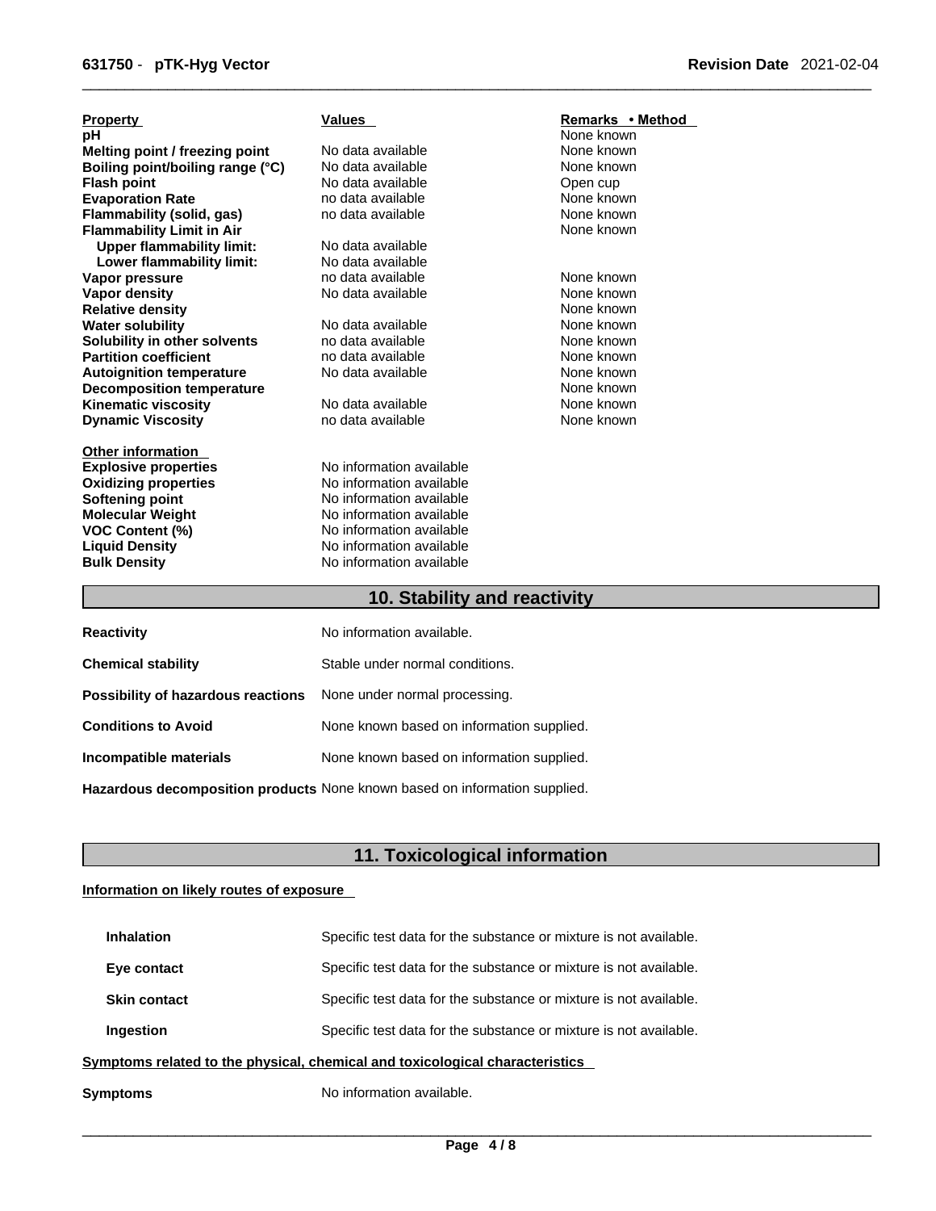| Property | Values | Remarks • Method |
|---|---|---|
| **pH** | | None known |
| **Melting point / freezing point** | No data available | None known |
| **Boiling point/boiling range (°C)** | No data available | None known |
| **Flash point** | No data available | Open cup |
| **Evaporation Rate** | no data available | None known |
| **Flammability (solid, gas)** | no data available | None known |
| **Flammability Limit in Air** | | None known |
| **Upper flammability limit:** | No data available | |
| **Lower flammability limit:** | No data available | |
| **Vapor pressure** | no data available | None known |
| **Vapor density** | No data available | None known |
| **Relative density** | | None known |
| **Water solubility** | No data available | None known |
| **Solubility in other solvents** | no data available | None known |
| **Partition coefficient** | no data available | None known |
| **Autoignition temperature** | No data available | None known |
| **Decomposition temperature** | | None known |
| **Kinematic viscosity** | No data available | None known |
| **Dynamic Viscosity** | no data available | None known |

**Other information**

| | |
|---|---|
| **Explosive properties** | No information available |
| **Oxidizing properties** | No information available |
| **Softening point** | No information available |
| **Molecular Weight** | No information available |
| **VOC Content (%)** | No information available |
| **Liquid Density** | No information available |
| **Bulk Density** | No information available |

## 10. Stability and reactivity

| | |
|---|---|
| **Reactivity** | No information available. |
| **Chemical stability** | Stable under normal conditions. |
| **Possibility of hazardous reactions** | None under normal processing. |
| **Conditions to Avoid** | None known based on information supplied. |
| **Incompatible materials** | None known based on information supplied. |
| **Hazardous decomposition products** | None known based on information supplied. |

## 11. Toxicological information

**Information on likely routes of exposure**

| | |
|---|---|
| **Inhalation** | Specific test data for the substance or mixture is not available. |
| **Eye contact** | Specific test data for the substance or mixture is not available. |
| **Skin contact** | Specific test data for the substance or mixture is not available. |
| **Ingestion** | Specific test data for the substance or mixture is not available. |

**Symptoms related to the physical, chemical and toxicological characteristics**

**Symptoms** No information available.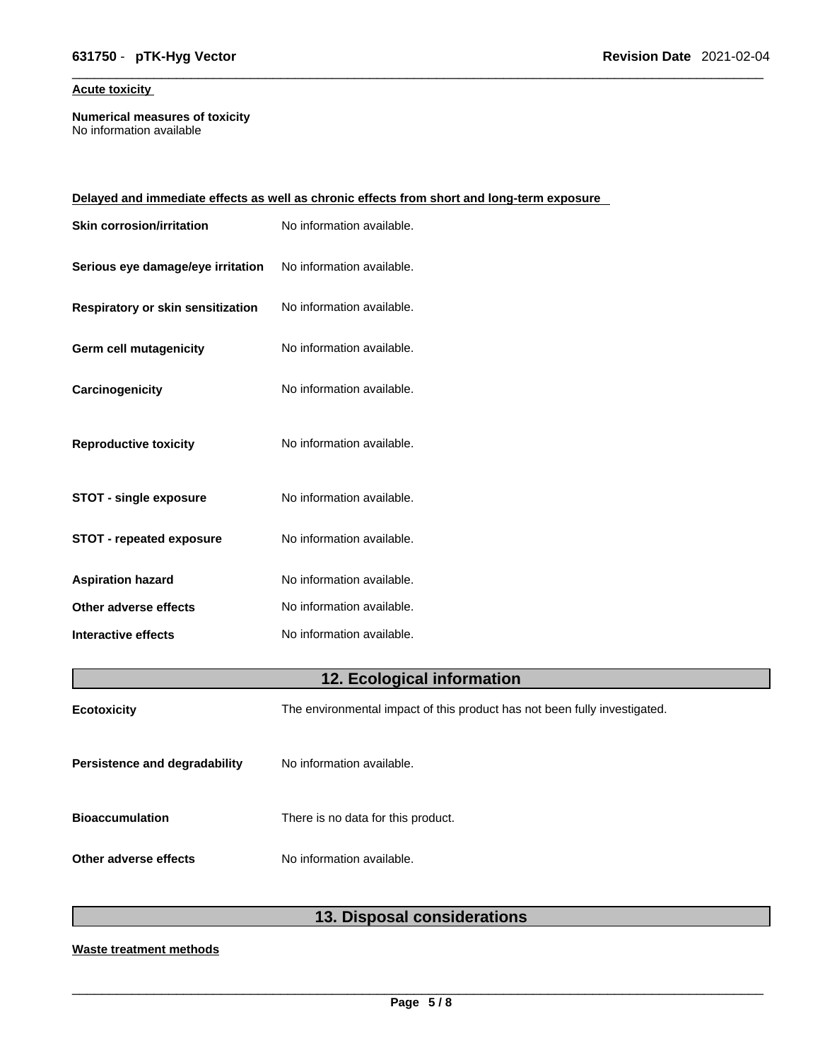**Acute toxicity**

**Numerical measures of toxicity**
No information available

**Delayed and immediate effects as well as chronic effects from short and long-term exposure**

| | |
|---|---|
| **Skin corrosion/irritation** | No information available. |
| **Serious eye damage/eye irritation** | No information available. |
| **Respiratory or skin sensitization** | No information available. |
| **Germ cell mutagenicity** | No information available. |
| **Carcinogenicity** | No information available. |
| **Reproductive toxicity** | No information available. |
| **STOT - single exposure** | No information available. |
| **STOT - repeated exposure** | No information available. |
| **Aspiration hazard** | No information available. |
| **Other adverse effects** | No information available. |
| **Interactive effects** | No information available. |

## 12. Ecological information

| | |
|---|---|
| **Ecotoxicity** | The environmental impact of this product has not been fully investigated. |
| **Persistence and degradability** | No information available. |
| **Bioaccumulation** | There is no data for this product. |
| **Other adverse effects** | No information available. |

## 13. Disposal considerations

**Waste treatment methods**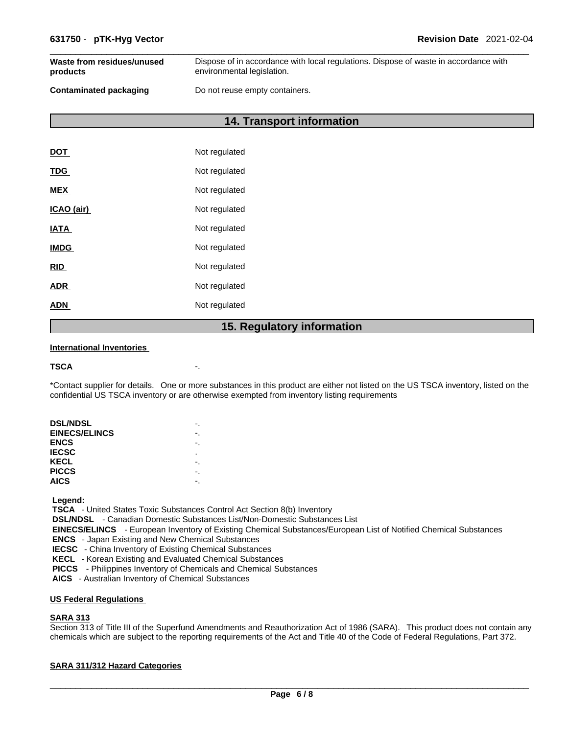| | |
|---|---|
| **Waste from residues/unused products** | Dispose of in accordance with local regulations. Dispose of waste in accordance with environmental legislation. |
| **Contaminated packaging** | Do not reuse empty containers. |

## 14. Transport information

| | |
|---|---|
| **DOT** | Not regulated |
| **TDG** | Not regulated |
| **MEX** | Not regulated |
| **ICAO (air)** | Not regulated |
| **IATA** | Not regulated |
| **IMDG** | Not regulated |
| **RID** | Not regulated |
| **ADR** | Not regulated |
| **ADN** | Not regulated |

## 15. Regulatory information

**International Inventories**

**TSCA** -.

*Contact supplier for details. One or more substances in this product are either not listed on the US TSCA inventory, listed on the confidential US TSCA inventory or are otherwise exempted from inventory listing requirements

| | |
|---|---|
| **DSL/NDSL** | -. |
| **EINECS/ELINCS** | -. |
| **ENCS** | -. |
| **IECSC** | . |
| **KECL** | -. |
| **PICCS** | -. |
| **AICS** | -. |

**Legend:**
**TSCA** - United States Toxic Substances Control Act Section 8(b) Inventory
**DSL/NDSL** - Canadian Domestic Substances List/Non-Domestic Substances List
**EINECS/ELINCS** - European Inventory of Existing Chemical Substances/European List of Notified Chemical Substances
**ENCS** - Japan Existing and New Chemical Substances
**IECSC** - China Inventory of Existing Chemical Substances
**KECL** - Korean Existing and Evaluated Chemical Substances
**PICCS** - Philippines Inventory of Chemicals and Chemical Substances
**AICS** - Australian Inventory of Chemical Substances

**US Federal Regulations**

**SARA 313**

Section 313 of Title III of the Superfund Amendments and Reauthorization Act of 1986 (SARA). This product does not contain any chemicals which are subject to the reporting requirements of the Act and Title 40 of the Code of Federal Regulations, Part 372.

**SARA 311/312 Hazard Categories**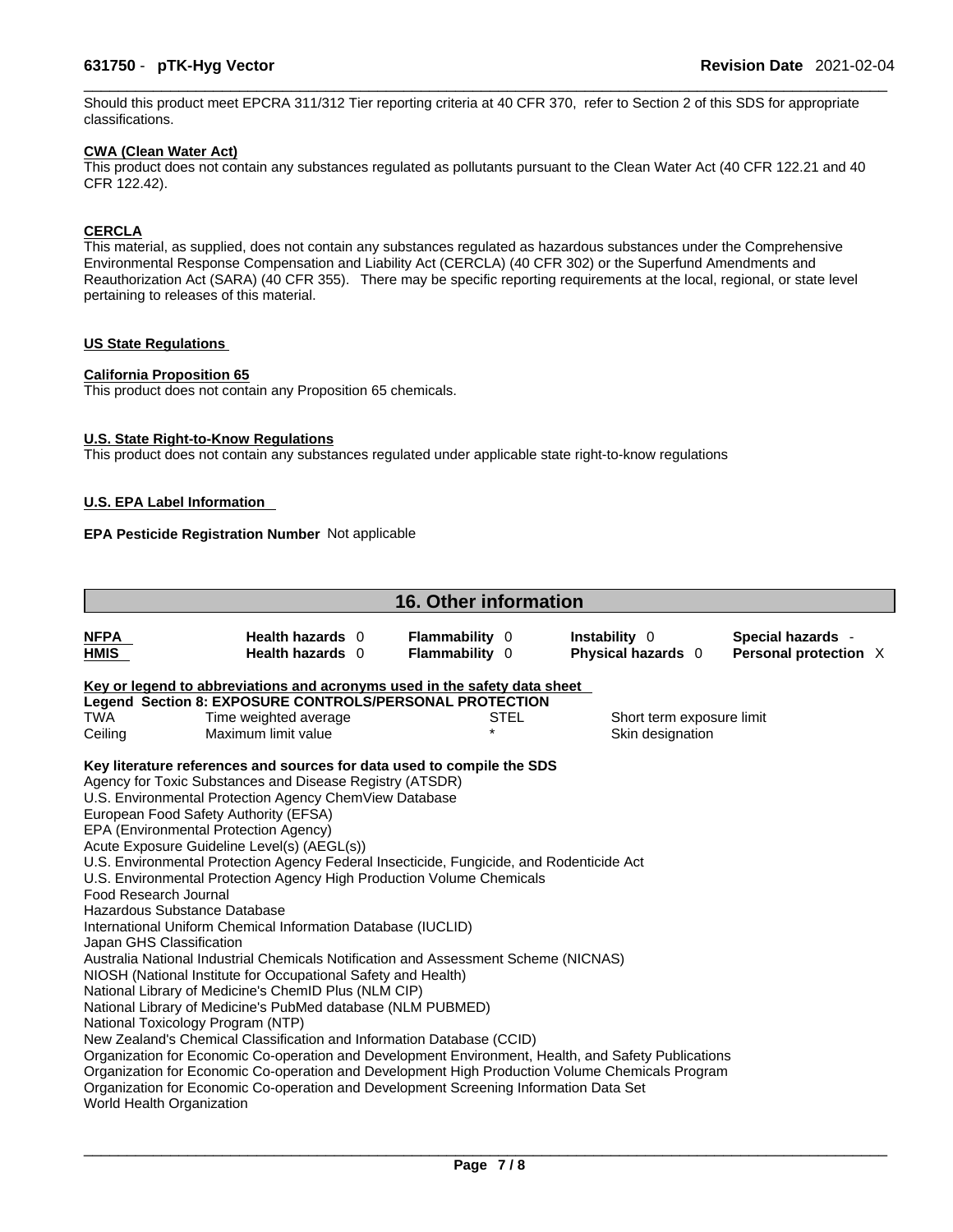Should this product meet EPCRA 311/312 Tier reporting criteria at 40 CFR 370, refer to Section 2 of this SDS for appropriate classifications.

**CWA (Clean Water Act)**

This product does not contain any substances regulated as pollutants pursuant to the Clean Water Act (40 CFR 122.21 and 40 CFR 122.42).

**CERCLA**

This material, as supplied, does not contain any substances regulated as hazardous substances under the Comprehensive Environmental Response Compensation and Liability Act (CERCLA) (40 CFR 302) or the Superfund Amendments and Reauthorization Act (SARA) (40 CFR 355). There may be specific reporting requirements at the local, regional, or state level pertaining to releases of this material.

**US State Regulations**

**California Proposition 65**

This product does not contain any Proposition 65 chemicals.

**U.S. State Right-to-Know Regulations**

This product does not contain any substances regulated under applicable state right-to-know regulations

**U.S. EPA Label Information**

**EPA Pesticide Registration Number** Not applicable

## 16. Other information

| | | | | |
|---|---|---|---|---|
| **NFPA** | **Health hazards** 0 | **Flammability** 0 | **Instability** 0 | **Special hazards** - |
| **HMIS** | **Health hazards** 0 | **Flammability** 0 | **Physical hazards** 0 | **Personal protection** X |

**Key or legend to abbreviations and acronyms used in the safety data sheet**

**Legend Section 8: EXPOSURE CONTROLS/PERSONAL PROTECTION**

| | | | |
|---|---|---|---|
| TWA | Time weighted average | STEL | Short term exposure limit |
| Ceiling | Maximum limit value | * | Skin designation |

**Key literature references and sources for data used to compile the SDS**

Agency for Toxic Substances and Disease Registry (ATSDR)
U.S. Environmental Protection Agency ChemView Database
European Food Safety Authority (EFSA)
EPA (Environmental Protection Agency)
Acute Exposure Guideline Level(s) (AEGL(s))
U.S. Environmental Protection Agency Federal Insecticide, Fungicide, and Rodenticide Act
U.S. Environmental Protection Agency High Production Volume Chemicals
Food Research Journal
Hazardous Substance Database
International Uniform Chemical Information Database (IUCLID)
Japan GHS Classification
Australia National Industrial Chemicals Notification and Assessment Scheme (NICNAS)
NIOSH (National Institute for Occupational Safety and Health)
National Library of Medicine's ChemID Plus (NLM CIP)
National Library of Medicine's PubMed database (NLM PUBMED)
National Toxicology Program (NTP)
New Zealand's Chemical Classification and Information Database (CCID)
Organization for Economic Co-operation and Development Environment, Health, and Safety Publications
Organization for Economic Co-operation and Development High Production Volume Chemicals Program
Organization for Economic Co-operation and Development Screening Information Data Set
World Health Organization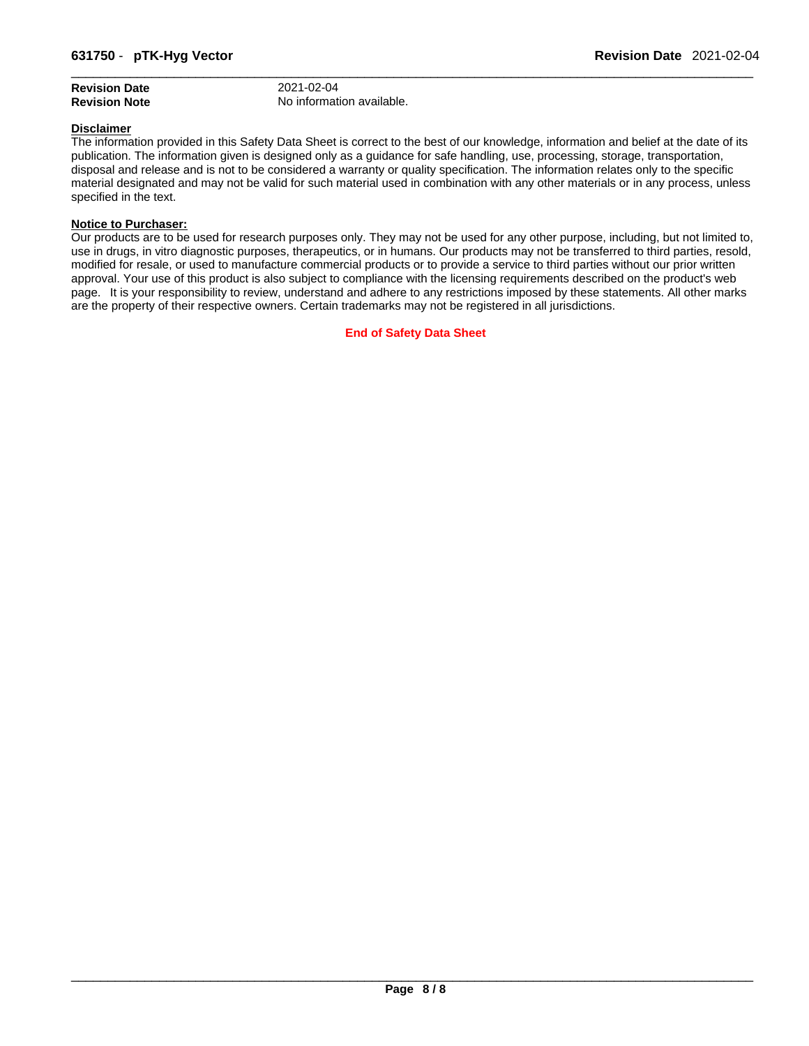| | |
|---|---|
| **Revision Date** | 2021-02-04 |
| **Revision Note** | No information available. |

**Disclaimer**

The information provided in this Safety Data Sheet is correct to the best of our knowledge, information and belief at the date of its publication. The information given is designed only as a guidance for safe handling, use, processing, storage, transportation, disposal and release and is not to be considered a warranty or quality specification. The information relates only to the specific material designated and may not be valid for such material used in combination with any other materials or in any process, unless specified in the text.

**Notice to Purchaser:**

Our products are to be used for research purposes only. They may not be used for any other purpose, including, but not limited to, use in drugs, in vitro diagnostic purposes, therapeutics, or in humans. Our products may not be transferred to third parties, resold, modified for resale, or used to manufacture commercial products or to provide a service to third parties without our prior written approval. Your use of this product is also subject to compliance with the licensing requirements described on the product's web page. It is your responsibility to review, understand and adhere to any restrictions imposed by these statements. All other marks are the property of their respective owners. Certain trademarks may not be registered in all jurisdictions.

**End of Safety Data Sheet**